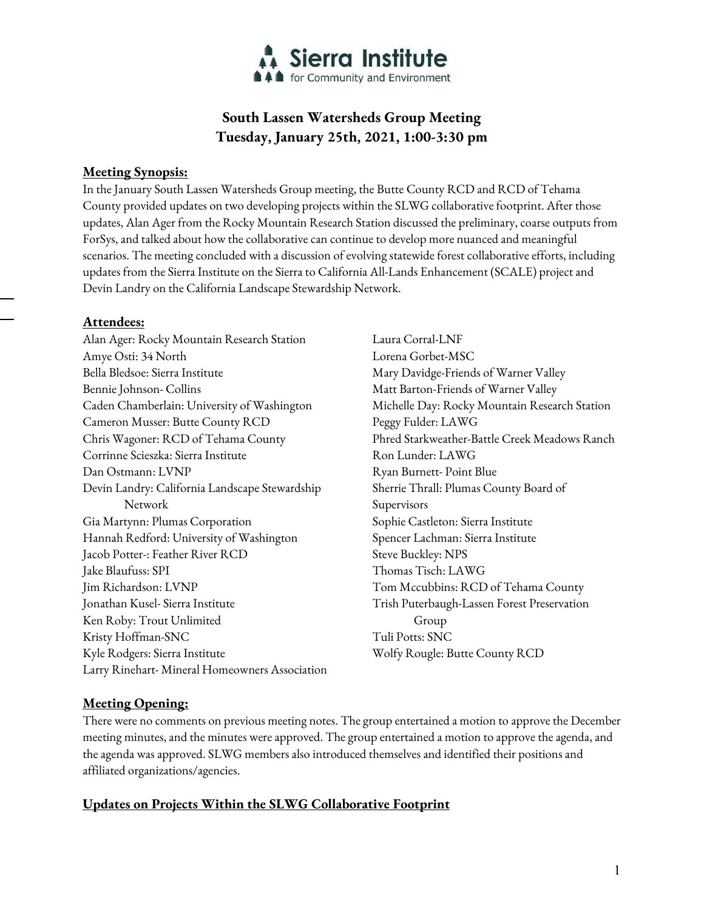Sierra Institute for Community and Environment

# South Lassen Watersheds Group Meeting
## Tuesday, January 25th, 2021, 1:00-3:30 pm

**Meeting Synopsis:**

In the January South Lassen Watersheds Group meeting, the Butte County RCD and RCD of Tehama County provided updates on two developing projects within the SLWG collaborative footprint. After those updates, Alan Ager from the Rocky Mountain Research Station discussed the preliminary, coarse outputs from ForSys, and talked about how the collaborative can continue to develop more nuanced and meaningful scenarios. The meeting concluded with a discussion of evolving statewide forest collaborative efforts, including updates from the Sierra Institute on the Sierra to California All-Lands Enhancement (SCALE) project and Devin Landry on the California Landscape Stewardship Network.

**Attendees:**

Alan Ager: Rocky Mountain Research Station
Amye Osti: 34 North
Bella Bledsoe: Sierra Institute
Bennie Johnson- Collins
Caden Chamberlain: University of Washington
Cameron Musser: Butte County RCD
Chris Wagoner: RCD of Tehama County
Corrinne Scieszka: Sierra Institute
Dan Ostmann: LVNP
Devin Landry: California Landscape Stewardship Network
Gia Martynn: Plumas Corporation
Hannah Redford: University of Washington
Jacob Potter-: Feather River RCD
Jake Blaufuss: SPI
Jim Richardson: LVNP
Jonathan Kusel- Sierra Institute
Ken Roby: Trout Unlimited
Kristy Hoffman-SNC
Kyle Rodgers: Sierra Institute
Larry Rinehart- Mineral Homeowners Association
Laura Corral-LNF
Lorena Gorbet-MSC
Mary Davidge-Friends of Warner Valley
Matt Barton-Friends of Warner Valley
Michelle Day: Rocky Mountain Research Station
Peggy Fulder: LAWG
Phred Starkweather-Battle Creek Meadows Ranch
Ron Lunder: LAWG
Ryan Burnett- Point Blue
Sherrie Thrall: Plumas County Board of Supervisors
Sophie Castleton: Sierra Institute
Spencer Lachman: Sierra Institute
Steve Buckley: NPS
Thomas Tisch: LAWG
Tom Mccubbins: RCD of Tehama County
Trish Puterbaugh-Lassen Forest Preservation Group
Tuli Potts: SNC
Wolfy Rougle: Butte County RCD

**Meeting Opening:**

There were no comments on previous meeting notes. The group entertained a motion to approve the December meeting minutes, and the minutes were approved. The group entertained a motion to approve the agenda, and the agenda was approved. SLWG members also introduced themselves and identified their positions and affiliated organizations/agencies.

**Updates on Projects Within the SLWG Collaborative Footprint**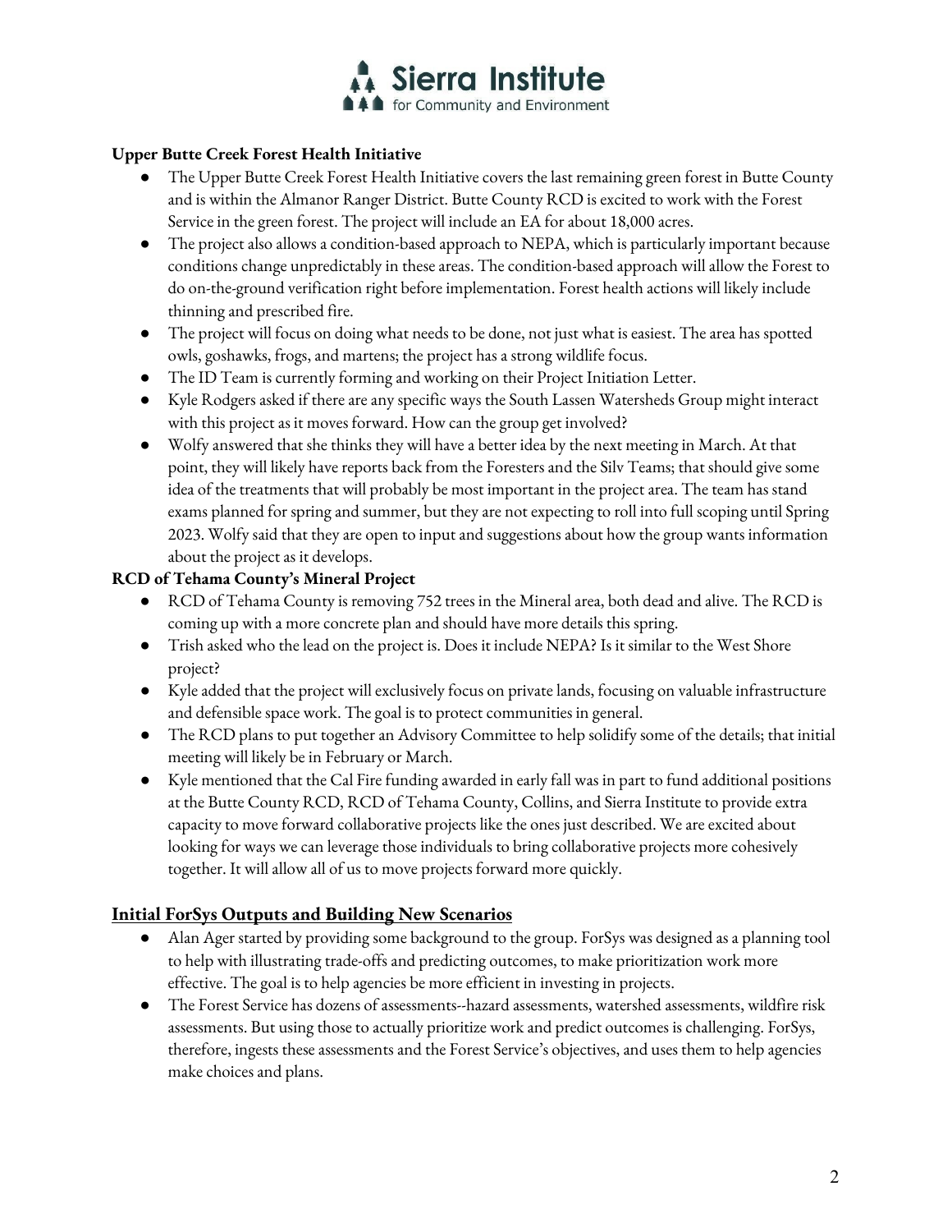**Upper Butte Creek Forest Health Initiative**

- The Upper Butte Creek Forest Health Initiative covers the last remaining green forest in Butte County and is within the Almanor Ranger District. Butte County RCD is excited to work with the Forest Service in the green forest. The project will include an EA for about 18,000 acres.
- The project also allows a condition-based approach to NEPA, which is particularly important because conditions change unpredictably in these areas. The condition-based approach will allow the Forest to do on-the-ground verification right before implementation. Forest health actions will likely include thinning and prescribed fire.
- The project will focus on doing what needs to be done, not just what is easiest. The area has spotted owls, goshawks, frogs, and martens; the project has a strong wildlife focus.
- The ID Team is currently forming and working on their Project Initiation Letter.
- Kyle Rodgers asked if there are any specific ways the South Lassen Watersheds Group might interact with this project as it moves forward. How can the group get involved?
- Wolfy answered that she thinks they will have a better idea by the next meeting in March. At that point, they will likely have reports back from the Foresters and the Silv Teams; that should give some idea of the treatments that will probably be most important in the project area. The team has stand exams planned for spring and summer, but they are not expecting to roll into full scoping until Spring 2023. Wolfy said that they are open to input and suggestions about how the group wants information about the project as it develops.

**RCD of Tehama County's Mineral Project**

- RCD of Tehama County is removing 752 trees in the Mineral area, both dead and alive. The RCD is coming up with a more concrete plan and should have more details this spring.
- Trish asked who the lead on the project is. Does it include NEPA? Is it similar to the West Shore project?
- Kyle added that the project will exclusively focus on private lands, focusing on valuable infrastructure and defensible space work. The goal is to protect communities in general.
- The RCD plans to put together an Advisory Committee to help solidify some of the details; that initial meeting will likely be in February or March.
- Kyle mentioned that the Cal Fire funding awarded in early fall was in part to fund additional positions at the Butte County RCD, RCD of Tehama County, Collins, and Sierra Institute to provide extra capacity to move forward collaborative projects like the ones just described. We are excited about looking for ways we can leverage those individuals to bring collaborative projects more cohesively together. It will allow all of us to move projects forward more quickly.

## Initial ForSys Outputs and Building New Scenarios

- Alan Ager started by providing some background to the group. ForSys was designed as a planning tool to help with illustrating trade-offs and predicting outcomes, to make prioritization work more effective. The goal is to help agencies be more efficient in investing in projects.
- The Forest Service has dozens of assessments--hazard assessments, watershed assessments, wildfire risk assessments. But using those to actually prioritize work and predict outcomes is challenging. ForSys, therefore, ingests these assessments and the Forest Service's objectives, and uses them to help agencies make choices and plans.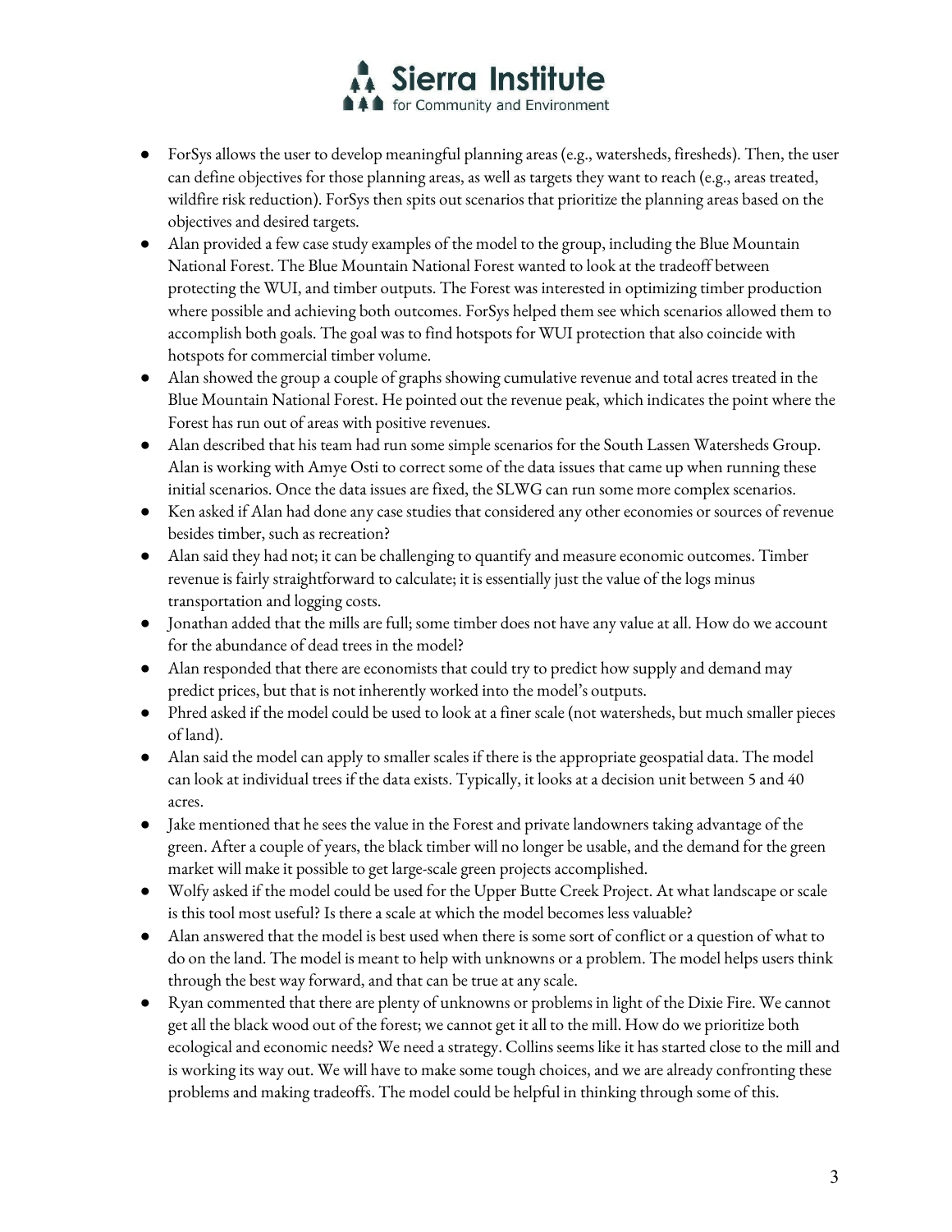- ForSys allows the user to develop meaningful planning areas (e.g., watersheds, firesheds). Then, the user can define objectives for those planning areas, as well as targets they want to reach (e.g., areas treated, wildfire risk reduction). ForSys then spits out scenarios that prioritize the planning areas based on the objectives and desired targets.
- Alan provided a few case study examples of the model to the group, including the Blue Mountain National Forest. The Blue Mountain National Forest wanted to look at the tradeoff between protecting the WUI, and timber outputs. The Forest was interested in optimizing timber production where possible and achieving both outcomes. ForSys helped them see which scenarios allowed them to accomplish both goals. The goal was to find hotspots for WUI protection that also coincide with hotspots for commercial timber volume.
- Alan showed the group a couple of graphs showing cumulative revenue and total acres treated in the Blue Mountain National Forest. He pointed out the revenue peak, which indicates the point where the Forest has run out of areas with positive revenues.
- Alan described that his team had run some simple scenarios for the South Lassen Watersheds Group. Alan is working with Amye Osti to correct some of the data issues that came up when running these initial scenarios. Once the data issues are fixed, the SLWG can run some more complex scenarios.
- Ken asked if Alan had done any case studies that considered any other economies or sources of revenue besides timber, such as recreation?
- Alan said they had not; it can be challenging to quantify and measure economic outcomes. Timber revenue is fairly straightforward to calculate; it is essentially just the value of the logs minus transportation and logging costs.
- Jonathan added that the mills are full; some timber does not have any value at all. How do we account for the abundance of dead trees in the model?
- Alan responded that there are economists that could try to predict how supply and demand may predict prices, but that is not inherently worked into the model's outputs.
- Phred asked if the model could be used to look at a finer scale (not watersheds, but much smaller pieces of land).
- Alan said the model can apply to smaller scales if there is the appropriate geospatial data. The model can look at individual trees if the data exists. Typically, it looks at a decision unit between 5 and 40 acres.
- Jake mentioned that he sees the value in the Forest and private landowners taking advantage of the green. After a couple of years, the black timber will no longer be usable, and the demand for the green market will make it possible to get large-scale green projects accomplished.
- Wolfy asked if the model could be used for the Upper Butte Creek Project. At what landscape or scale is this tool most useful? Is there a scale at which the model becomes less valuable?
- Alan answered that the model is best used when there is some sort of conflict or a question of what to do on the land. The model is meant to help with unknowns or a problem. The model helps users think through the best way forward, and that can be true at any scale.
- Ryan commented that there are plenty of unknowns or problems in light of the Dixie Fire. We cannot get all the black wood out of the forest; we cannot get it all to the mill. How do we prioritize both ecological and economic needs? We need a strategy. Collins seems like it has started close to the mill and is working its way out. We will have to make some tough choices, and we are already confronting these problems and making tradeoffs. The model could be helpful in thinking through some of this.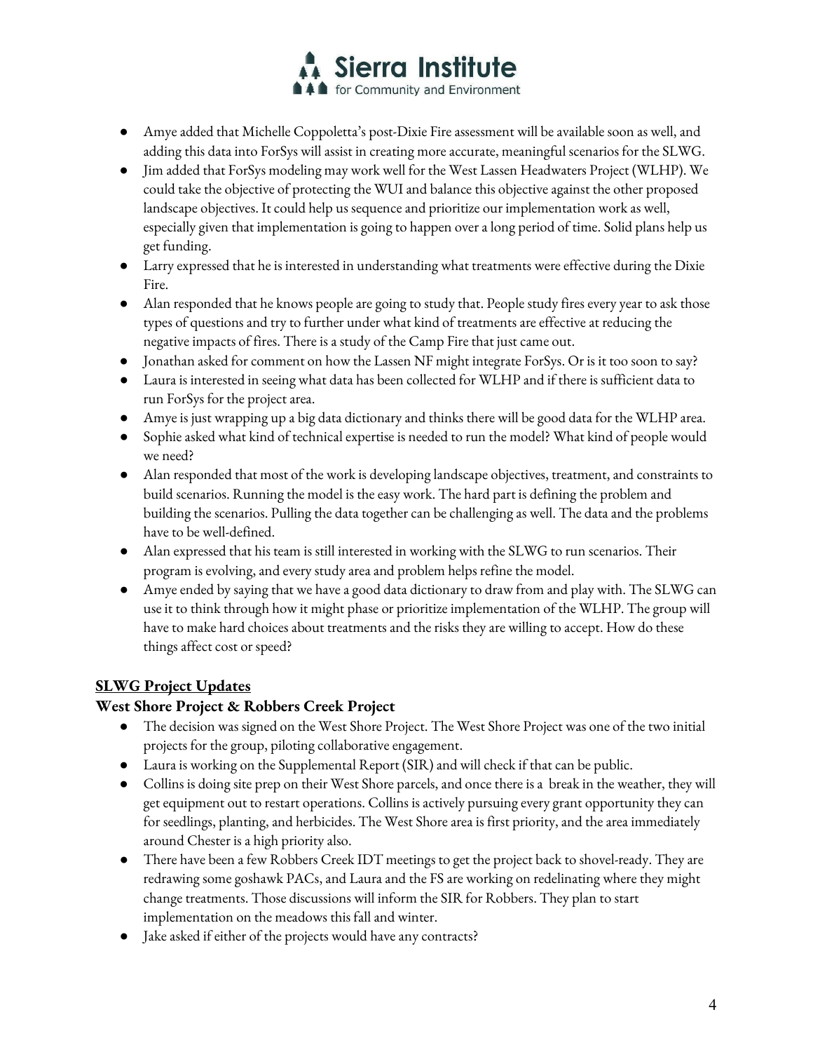- Amye added that Michelle Coppoletta's post-Dixie Fire assessment will be available soon as well, and adding this data into ForSys will assist in creating more accurate, meaningful scenarios for the SLWG.
- Jim added that ForSys modeling may work well for the West Lassen Headwaters Project (WLHP). We could take the objective of protecting the WUI and balance this objective against the other proposed landscape objectives. It could help us sequence and prioritize our implementation work as well, especially given that implementation is going to happen over a long period of time. Solid plans help us get funding.
- Larry expressed that he is interested in understanding what treatments were effective during the Dixie Fire.
- Alan responded that he knows people are going to study that. People study fires every year to ask those types of questions and try to further under what kind of treatments are effective at reducing the negative impacts of fires. There is a study of the Camp Fire that just came out.
- Jonathan asked for comment on how the Lassen NF might integrate ForSys. Or is it too soon to say?
- Laura is interested in seeing what data has been collected for WLHP and if there is sufficient data to run ForSys for the project area.
- Amye is just wrapping up a big data dictionary and thinks there will be good data for the WLHP area.
- Sophie asked what kind of technical expertise is needed to run the model? What kind of people would we need?
- Alan responded that most of the work is developing landscape objectives, treatment, and constraints to build scenarios. Running the model is the easy work. The hard part is defining the problem and building the scenarios. Pulling the data together can be challenging as well. The data and the problems have to be well-defined.
- Alan expressed that his team is still interested in working with the SLWG to run scenarios. Their program is evolving, and every study area and problem helps refine the model.
- Amye ended by saying that we have a good data dictionary to draw from and play with. The SLWG can use it to think through how it might phase or prioritize implementation of the WLHP. The group will have to make hard choices about treatments and the risks they are willing to accept. How do these things affect cost or speed?

## SLWG Project Updates

### West Shore Project & Robbers Creek Project

- The decision was signed on the West Shore Project. The West Shore Project was one of the two initial projects for the group, piloting collaborative engagement.
- Laura is working on the Supplemental Report (SIR) and will check if that can be public.
- Collins is doing site prep on their West Shore parcels, and once there is a break in the weather, they will get equipment out to restart operations. Collins is actively pursuing every grant opportunity they can for seedlings, planting, and herbicides. The West Shore area is first priority, and the area immediately around Chester is a high priority also.
- There have been a few Robbers Creek IDT meetings to get the project back to shovel-ready. They are redrawing some goshawk PACs, and Laura and the FS are working on redelinating where they might change treatments. Those discussions will inform the SIR for Robbers. They plan to start implementation on the meadows this fall and winter.
- Jake asked if either of the projects would have any contracts?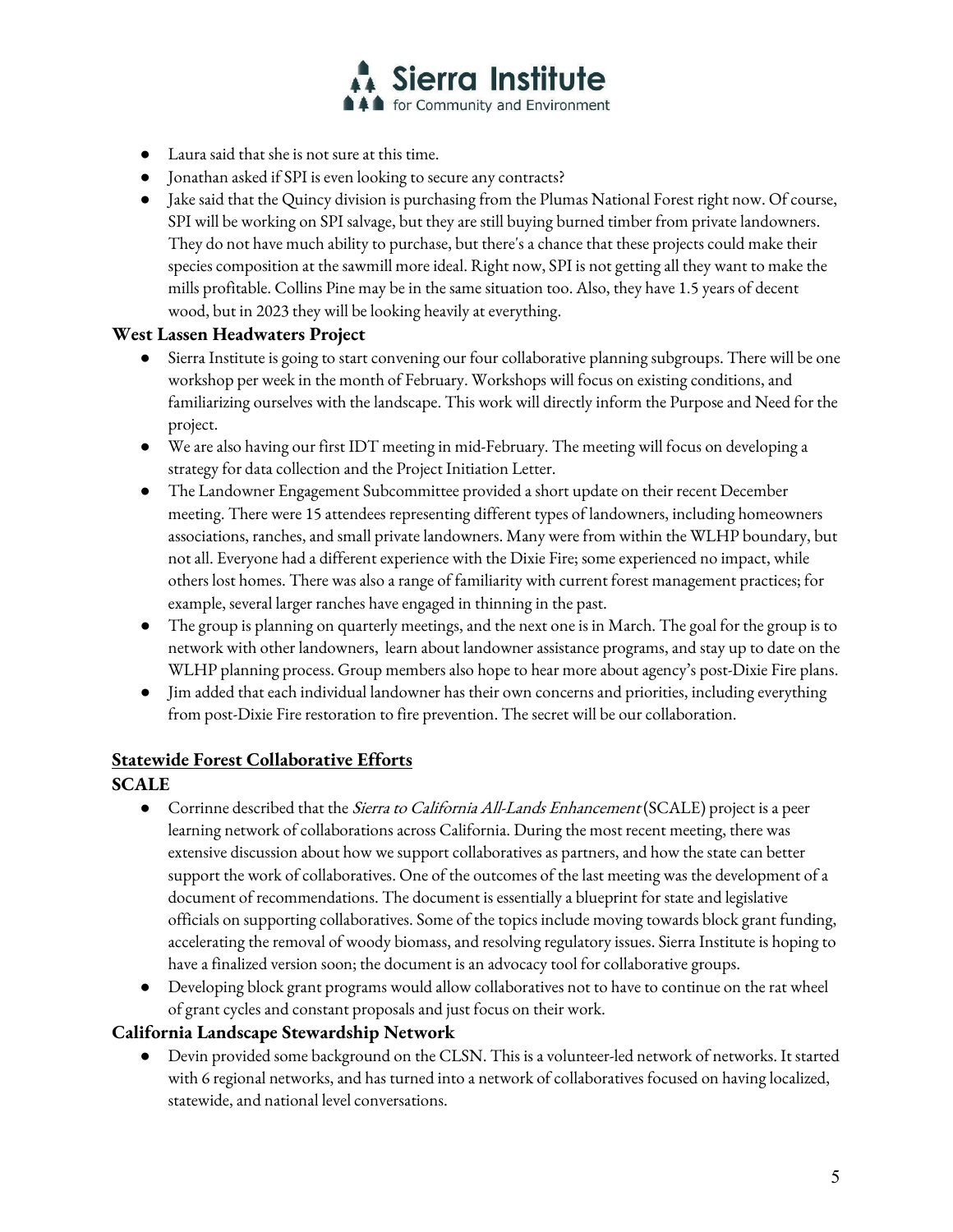- Laura said that she is not sure at this time.
- Jonathan asked if SPI is even looking to secure any contracts?
- Jake said that the Quincy division is purchasing from the Plumas National Forest right now. Of course, SPI will be working on SPI salvage, but they are still buying burned timber from private landowners. They do not have much ability to purchase, but there's a chance that these projects could make their species composition at the sawmill more ideal. Right now, SPI is not getting all they want to make the mills profitable. Collins Pine may be in the same situation too. Also, they have 1.5 years of decent wood, but in 2023 they will be looking heavily at everything.

**West Lassen Headwaters Project**

- Sierra Institute is going to start convening our four collaborative planning subgroups. There will be one workshop per week in the month of February. Workshops will focus on existing conditions, and familiarizing ourselves with the landscape. This work will directly inform the Purpose and Need for the project.
- We are also having our first IDT meeting in mid-February. The meeting will focus on developing a strategy for data collection and the Project Initiation Letter.
- The Landowner Engagement Subcommittee provided a short update on their recent December meeting. There were 15 attendees representing different types of landowners, including homeowners associations, ranches, and small private landowners. Many were from within the WLHP boundary, but not all. Everyone had a different experience with the Dixie Fire; some experienced no impact, while others lost homes. There was also a range of familiarity with current forest management practices; for example, several larger ranches have engaged in thinning in the past.
- The group is planning on quarterly meetings, and the next one is in March. The goal for the group is to network with other landowners, learn about landowner assistance programs, and stay up to date on the WLHP planning process. Group members also hope to hear more about agency's post-Dixie Fire plans.
- Jim added that each individual landowner has their own concerns and priorities, including everything from post-Dixie Fire restoration to fire prevention. The secret will be our collaboration.

## Statewide Forest Collaborative Efforts

**SCALE**

- Corrinne described that the *Sierra to California All-Lands Enhancement* (SCALE) project is a peer learning network of collaborations across California. During the most recent meeting, there was extensive discussion about how we support collaboratives as partners, and how the state can better support the work of collaboratives. One of the outcomes of the last meeting was the development of a document of recommendations. The document is essentially a blueprint for state and legislative officials on supporting collaboratives. Some of the topics include moving towards block grant funding, accelerating the removal of woody biomass, and resolving regulatory issues. Sierra Institute is hoping to have a finalized version soon; the document is an advocacy tool for collaborative groups.
- Developing block grant programs would allow collaboratives not to have to continue on the rat wheel of grant cycles and constant proposals and just focus on their work.

**California Landscape Stewardship Network**

- Devin provided some background on the CLSN. This is a volunteer-led network of networks. It started with 6 regional networks, and has turned into a network of collaboratives focused on having localized, statewide, and national level conversations.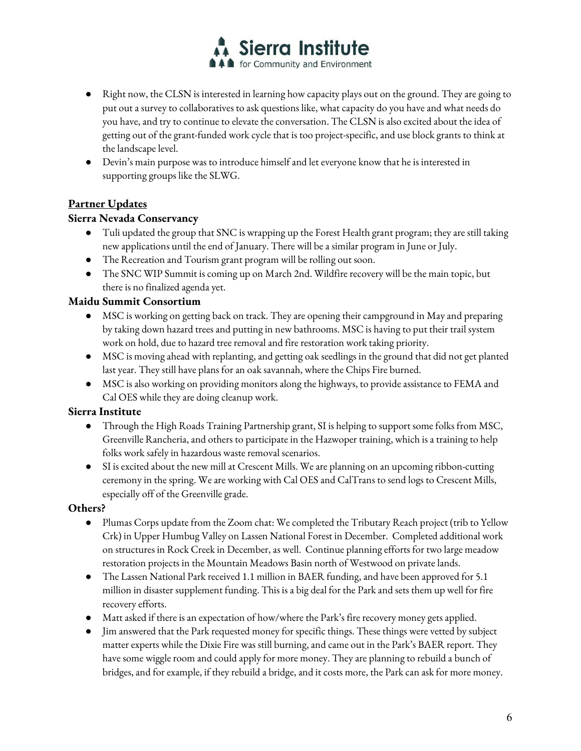- Right now, the CLSN is interested in learning how capacity plays out on the ground. They are going to put out a survey to collaboratives to ask questions like, what capacity do you have and what needs do you have, and try to continue to elevate the conversation. The CLSN is also excited about the idea of getting out of the grant-funded work cycle that is too project-specific, and use block grants to think at the landscape level.
- Devin's main purpose was to introduce himself and let everyone know that he is interested in supporting groups like the SLWG.

## Partner Updates

### Sierra Nevada Conservancy

- Tuli updated the group that SNC is wrapping up the Forest Health grant program; they are still taking new applications until the end of January. There will be a similar program in June or July.
- The Recreation and Tourism grant program will be rolling out soon.
- The SNC WIP Summit is coming up on March 2nd. Wildfire recovery will be the main topic, but there is no finalized agenda yet.

### Maidu Summit Consortium

- MSC is working on getting back on track. They are opening their campground in May and preparing by taking down hazard trees and putting in new bathrooms. MSC is having to put their trail system work on hold, due to hazard tree removal and fire restoration work taking priority.
- MSC is moving ahead with replanting, and getting oak seedlings in the ground that did not get planted last year. They still have plans for an oak savannah, where the Chips Fire burned.
- MSC is also working on providing monitors along the highways, to provide assistance to FEMA and Cal OES while they are doing cleanup work.

### Sierra Institute

- Through the High Roads Training Partnership grant, SI is helping to support some folks from MSC, Greenville Rancheria, and others to participate in the Hazwoper training, which is a training to help folks work safely in hazardous waste removal scenarios.
- SI is excited about the new mill at Crescent Mills. We are planning on an upcoming ribbon-cutting ceremony in the spring. We are working with Cal OES and CalTrans to send logs to Crescent Mills, especially off of the Greenville grade.

### Others?

- Plumas Corps update from the Zoom chat: We completed the Tributary Reach project (trib to Yellow Crk) in Upper Humbug Valley on Lassen National Forest in December. Completed additional work on structures in Rock Creek in December, as well. Continue planning efforts for two large meadow restoration projects in the Mountain Meadows Basin north of Westwood on private lands.
- The Lassen National Park received 1.1 million in BAER funding, and have been approved for 5.1 million in disaster supplement funding. This is a big deal for the Park and sets them up well for fire recovery efforts.
- Matt asked if there is an expectation of how/where the Park's fire recovery money gets applied.
- Jim answered that the Park requested money for specific things. These things were vetted by subject matter experts while the Dixie Fire was still burning, and came out in the Park's BAER report. They have some wiggle room and could apply for more money. They are planning to rebuild a bunch of bridges, and for example, if they rebuild a bridge, and it costs more, the Park can ask for more money.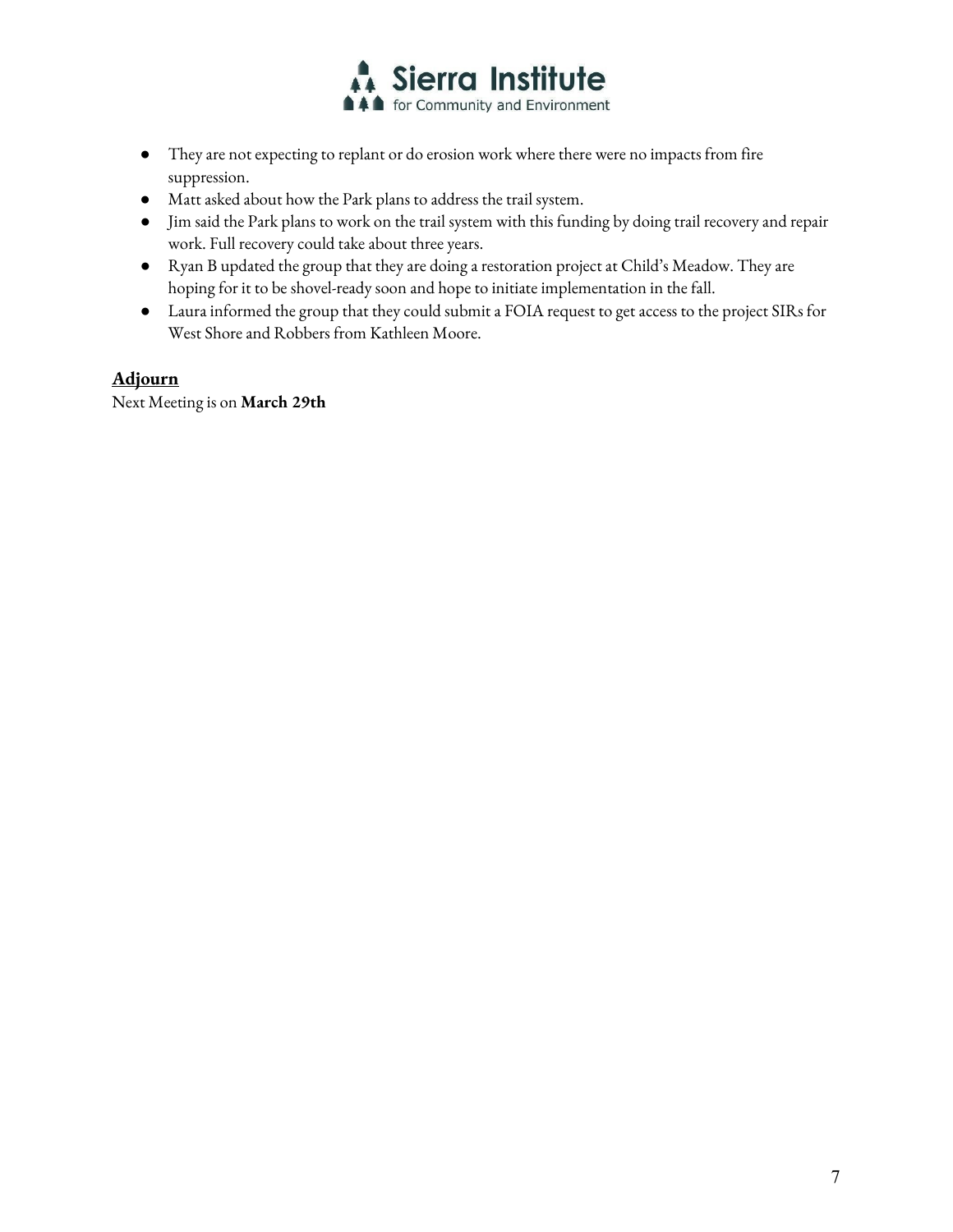- They are not expecting to replant or do erosion work where there were no impacts from fire suppression.
- Matt asked about how the Park plans to address the trail system.
- Jim said the Park plans to work on the trail system with this funding by doing trail recovery and repair work. Full recovery could take about three years.
- Ryan B updated the group that they are doing a restoration project at Child's Meadow. They are hoping for it to be shovel-ready soon and hope to initiate implementation in the fall.
- Laura informed the group that they could submit a FOIA request to get access to the project SIRs for West Shore and Robbers from Kathleen Moore.

## Adjourn

Next Meeting is on **March 29th**